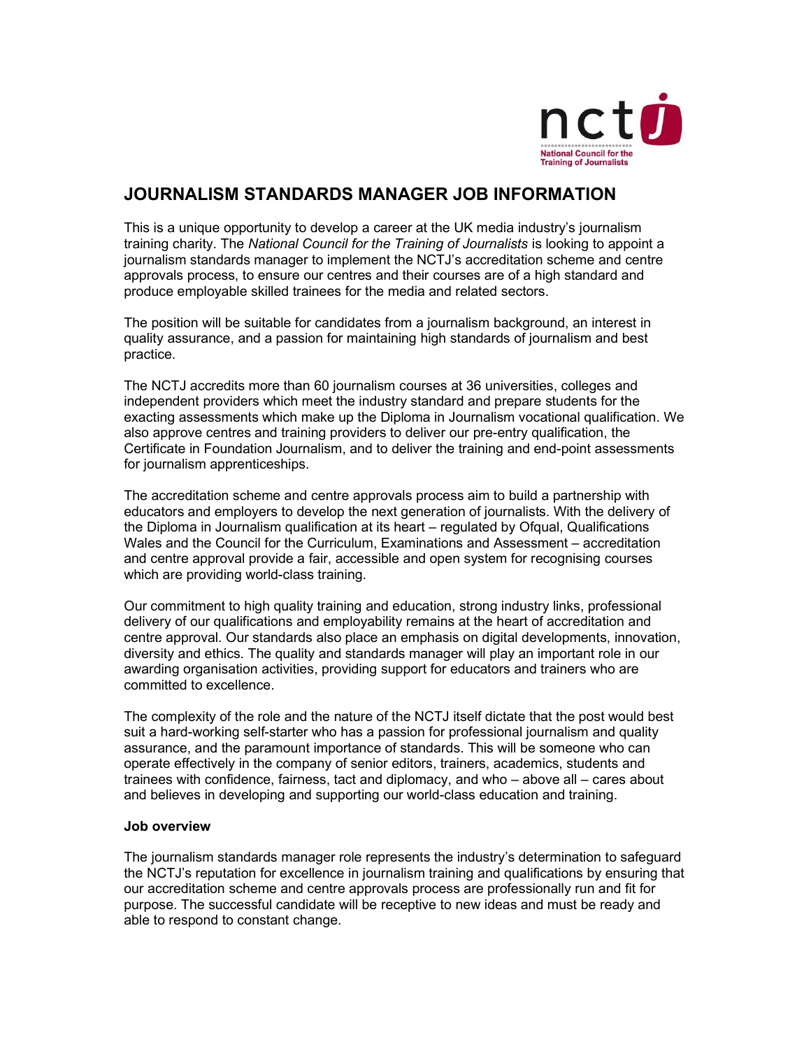# JOURNALISM STANDARDS MANAGER JOB INFORMATION

This is a unique opportunity to develop a career at the UK media industry's journalism training charity. The *National Council for the Training of Journalists* is looking to appoint a journalism standards manager to implement the NCTJ's accreditation scheme and centre approvals process, to ensure our centres and their courses are of a high standard and produce employable skilled trainees for the media and related sectors.

The position will be suitable for candidates from a journalism background, an interest in quality assurance, and a passion for maintaining high standards of journalism and best practice.

The NCTJ accredits more than 60 journalism courses at 36 universities, colleges and independent providers which meet the industry standard and prepare students for the exacting assessments which make up the Diploma in Journalism vocational qualification. We also approve centres and training providers to deliver our pre-entry qualification, the Certificate in Foundation Journalism, and to deliver the training and end-point assessments for journalism apprenticeships.

The accreditation scheme and centre approvals process aim to build a partnership with educators and employers to develop the next generation of journalists. With the delivery of the Diploma in Journalism qualification at its heart – regulated by Ofqual, Qualifications Wales and the Council for the Curriculum, Examinations and Assessment – accreditation and centre approval provide a fair, accessible and open system for recognising courses which are providing world-class training.

Our commitment to high quality training and education, strong industry links, professional delivery of our qualifications and employability remains at the heart of accreditation and centre approval. Our standards also place an emphasis on digital developments, innovation, diversity and ethics. The quality and standards manager will play an important role in our awarding organisation activities, providing support for educators and trainers who are committed to excellence.

The complexity of the role and the nature of the NCTJ itself dictate that the post would best suit a hard-working self-starter who has a passion for professional journalism and quality assurance, and the paramount importance of standards. This will be someone who can operate effectively in the company of senior editors, trainers, academics, students and trainees with confidence, fairness, tact and diplomacy, and who – above all – cares about and believes in developing and supporting our world-class education and training.

**Job overview**

The journalism standards manager role represents the industry's determination to safeguard the NCTJ's reputation for excellence in journalism training and qualifications by ensuring that our accreditation scheme and centre approvals process are professionally run and fit for purpose. The successful candidate will be receptive to new ideas and must be ready and able to respond to constant change.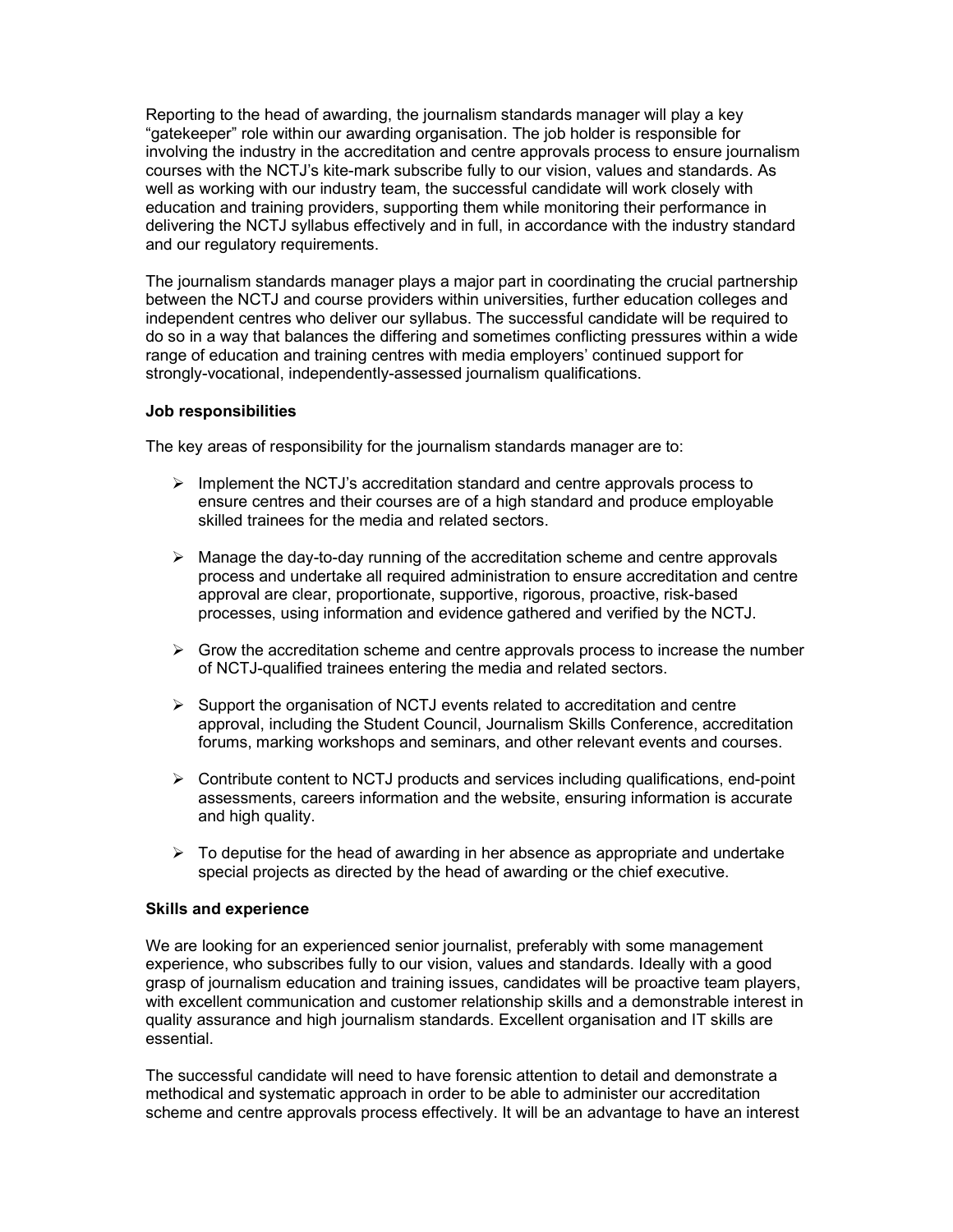Reporting to the head of awarding, the journalism standards manager will play a key “gatekeeper” role within our awarding organisation. The job holder is responsible for involving the industry in the accreditation and centre approvals process to ensure journalism courses with the NCTJ’s kite-mark subscribe fully to our vision, values and standards. As well as working with our industry team, the successful candidate will work closely with education and training providers, supporting them while monitoring their performance in delivering the NCTJ syllabus effectively and in full, in accordance with the industry standard and our regulatory requirements.

The journalism standards manager plays a major part in coordinating the crucial partnership between the NCTJ and course providers within universities, further education colleges and independent centres who deliver our syllabus. The successful candidate will be required to do so in a way that balances the differing and sometimes conflicting pressures within a wide range of education and training centres with media employers’ continued support for strongly-vocational, independently-assessed journalism qualifications.

**Job responsibilities**

The key areas of responsibility for the journalism standards manager are to:

- Implement the NCTJ’s accreditation standard and centre approvals process to ensure centres and their courses are of a high standard and produce employable skilled trainees for the media and related sectors.
- Manage the day-to-day running of the accreditation scheme and centre approvals process and undertake all required administration to ensure accreditation and centre approval are clear, proportionate, supportive, rigorous, proactive, risk-based processes, using information and evidence gathered and verified by the NCTJ.
- Grow the accreditation scheme and centre approvals process to increase the number of NCTJ-qualified trainees entering the media and related sectors.
- Support the organisation of NCTJ events related to accreditation and centre approval, including the Student Council, Journalism Skills Conference, accreditation forums, marking workshops and seminars, and other relevant events and courses.
- Contribute content to NCTJ products and services including qualifications, end-point assessments, careers information and the website, ensuring information is accurate and high quality.
- To deputise for the head of awarding in her absence as appropriate and undertake special projects as directed by the head of awarding or the chief executive.

**Skills and experience**

We are looking for an experienced senior journalist, preferably with some management experience, who subscribes fully to our vision, values and standards. Ideally with a good grasp of journalism education and training issues, candidates will be proactive team players, with excellent communication and customer relationship skills and a demonstrable interest in quality assurance and high journalism standards. Excellent organisation and IT skills are essential.

The successful candidate will need to have forensic attention to detail and demonstrate a methodical and systematic approach in order to be able to administer our accreditation scheme and centre approvals process effectively. It will be an advantage to have an interest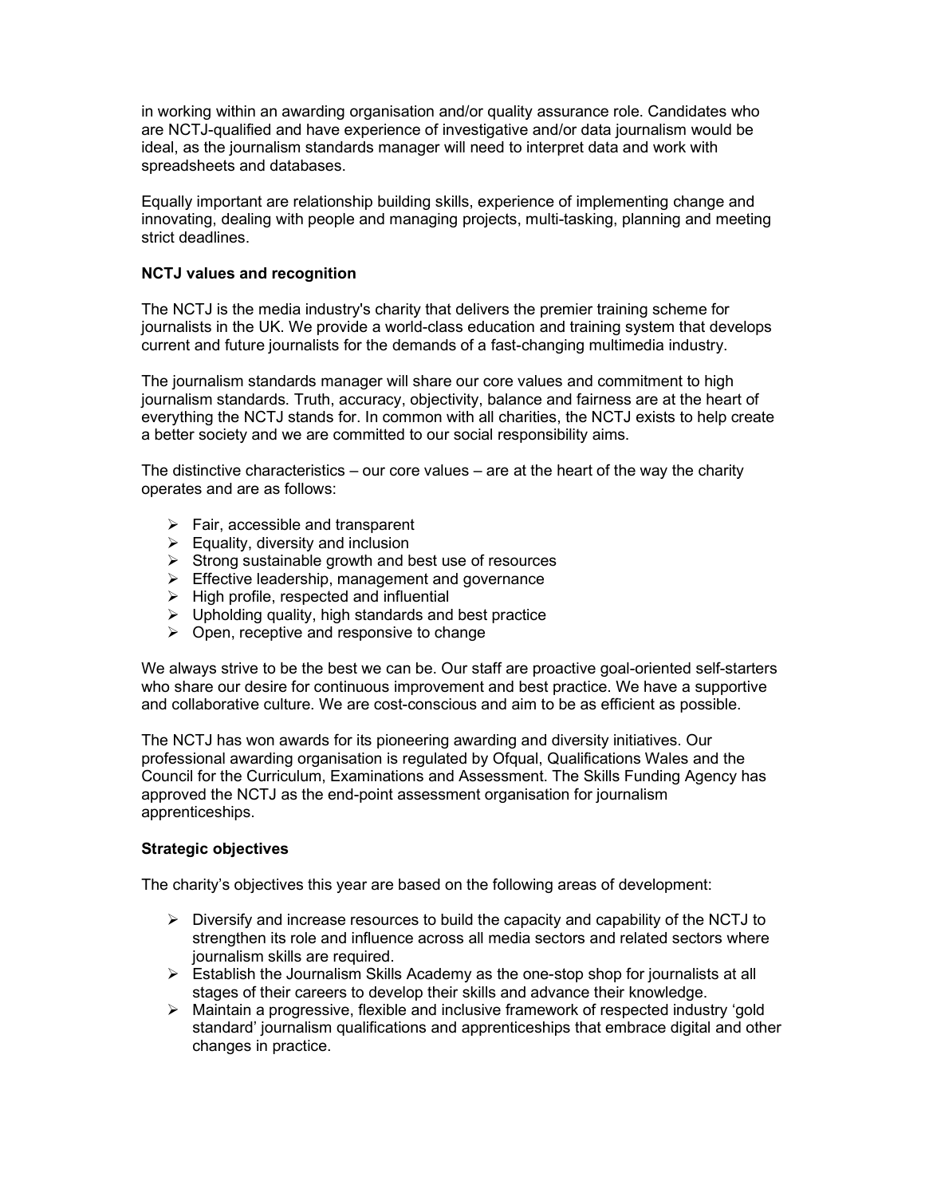in working within an awarding organisation and/or quality assurance role. Candidates who are NCTJ-qualified and have experience of investigative and/or data journalism would be ideal, as the journalism standards manager will need to interpret data and work with spreadsheets and databases.

Equally important are relationship building skills, experience of implementing change and innovating, dealing with people and managing projects, multi-tasking, planning and meeting strict deadlines.

**NCTJ values and recognition**

The NCTJ is the media industry's charity that delivers the premier training scheme for journalists in the UK. We provide a world-class education and training system that develops current and future journalists for the demands of a fast-changing multimedia industry.

The journalism standards manager will share our core values and commitment to high journalism standards. Truth, accuracy, objectivity, balance and fairness are at the heart of everything the NCTJ stands for. In common with all charities, the NCTJ exists to help create a better society and we are committed to our social responsibility aims.

The distinctive characteristics – our core values – are at the heart of the way the charity operates and are as follows:

- Fair, accessible and transparent
- Equality, diversity and inclusion
- Strong sustainable growth and best use of resources
- Effective leadership, management and governance
- High profile, respected and influential
- Upholding quality, high standards and best practice
- Open, receptive and responsive to change

We always strive to be the best we can be. Our staff are proactive goal-oriented self-starters who share our desire for continuous improvement and best practice. We have a supportive and collaborative culture. We are cost-conscious and aim to be as efficient as possible.

The NCTJ has won awards for its pioneering awarding and diversity initiatives. Our professional awarding organisation is regulated by Ofqual, Qualifications Wales and the Council for the Curriculum, Examinations and Assessment. The Skills Funding Agency has approved the NCTJ as the end-point assessment organisation for journalism apprenticeships.

**Strategic objectives**

The charity's objectives this year are based on the following areas of development:

- Diversify and increase resources to build the capacity and capability of the NCTJ to strengthen its role and influence across all media sectors and related sectors where journalism skills are required.
- Establish the Journalism Skills Academy as the one-stop shop for journalists at all stages of their careers to develop their skills and advance their knowledge.
- Maintain a progressive, flexible and inclusive framework of respected industry 'gold standard' journalism qualifications and apprenticeships that embrace digital and other changes in practice.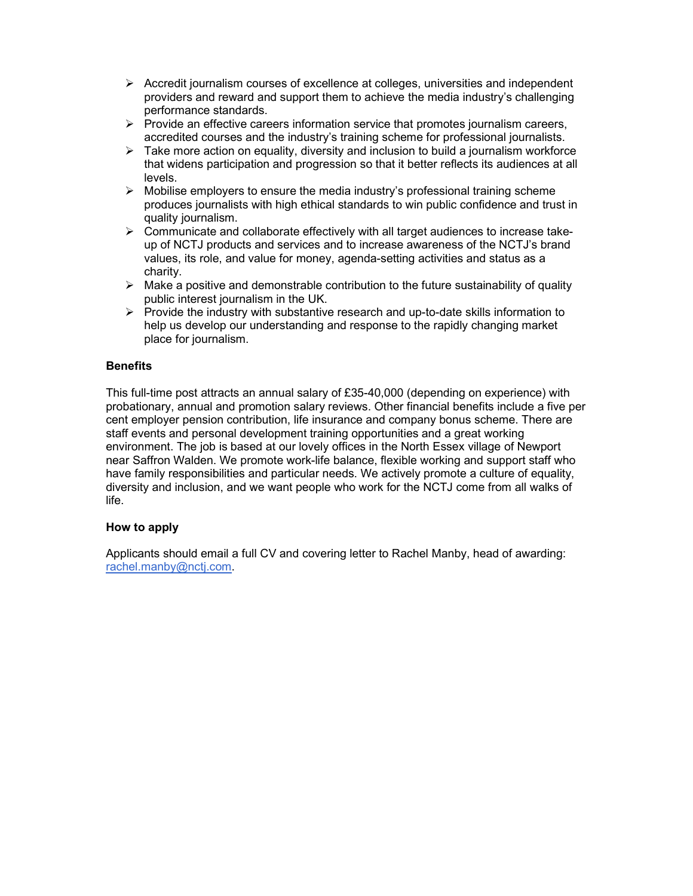- Accredit journalism courses of excellence at colleges, universities and independent providers and reward and support them to achieve the media industry's challenging performance standards.
- Provide an effective careers information service that promotes journalism careers, accredited courses and the industry's training scheme for professional journalists.
- Take more action on equality, diversity and inclusion to build a journalism workforce that widens participation and progression so that it better reflects its audiences at all levels.
- Mobilise employers to ensure the media industry's professional training scheme produces journalists with high ethical standards to win public confidence and trust in quality journalism.
- Communicate and collaborate effectively with all target audiences to increase take-up of NCTJ products and services and to increase awareness of the NCTJ's brand values, its role, and value for money, agenda-setting activities and status as a charity.
- Make a positive and demonstrable contribution to the future sustainability of quality public interest journalism in the UK.
- Provide the industry with substantive research and up-to-date skills information to help us develop our understanding and response to the rapidly changing market place for journalism.

**Benefits**

This full-time post attracts an annual salary of £35-40,000 (depending on experience) with probationary, annual and promotion salary reviews. Other financial benefits include a five per cent employer pension contribution, life insurance and company bonus scheme. There are staff events and personal development training opportunities and a great working environment. The job is based at our lovely offices in the North Essex village of Newport near Saffron Walden. We promote work-life balance, flexible working and support staff who have family responsibilities and particular needs. We actively promote a culture of equality, diversity and inclusion, and we want people who work for the NCTJ come from all walks of life.

**How to apply**

Applicants should email a full CV and covering letter to Rachel Manby, head of awarding: rachel.manby@nctj.com.